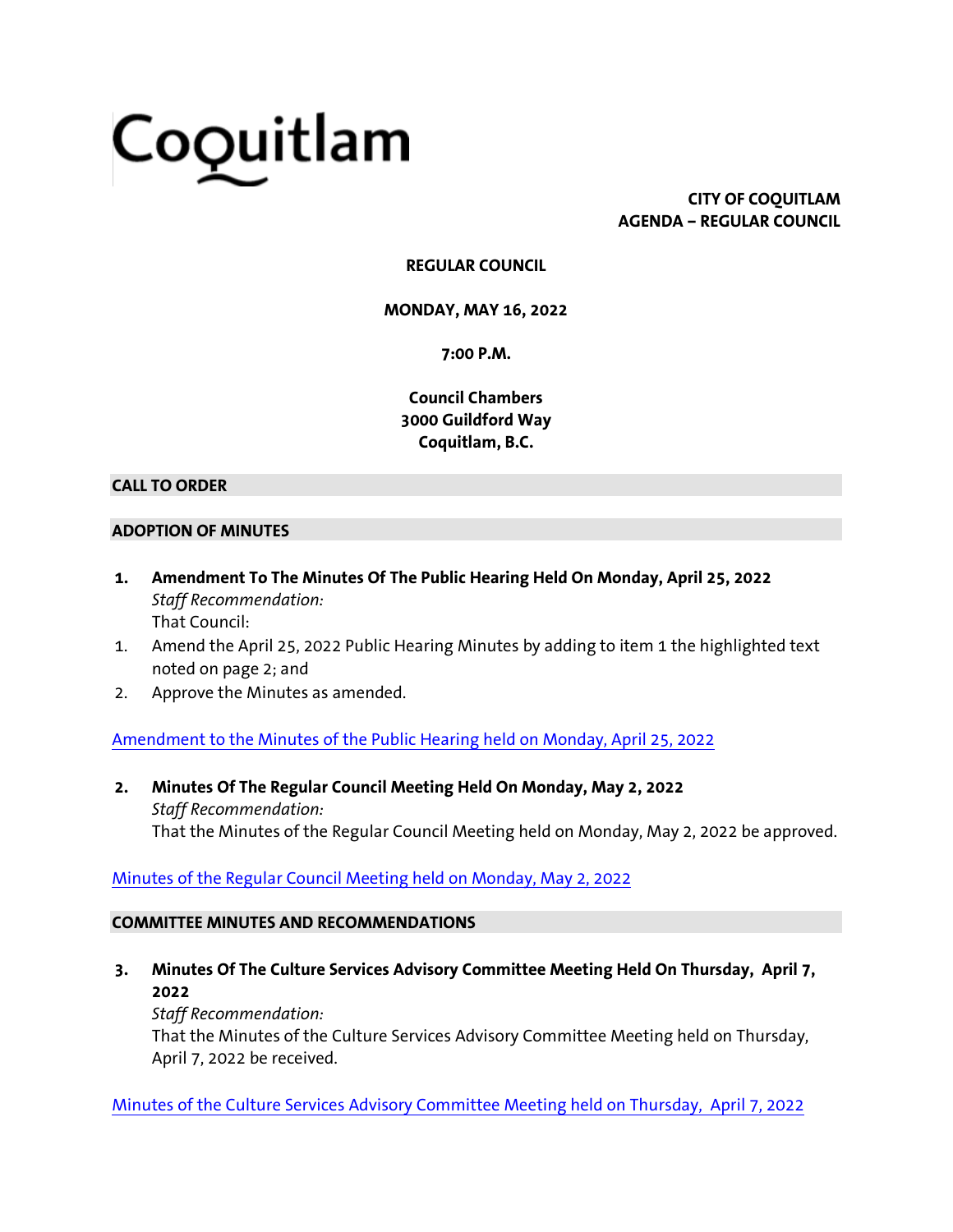# Coquitlam

**CITY OF COQUITLAM**
**AGENDA – REGULAR COUNCIL**

**REGULAR COUNCIL**

**MONDAY, MAY 16, 2022**

**7:00 P.M.**

**Council Chambers**
**3000 Guildford Way**
**Coquitlam, B.C.**

## CALL TO ORDER

## ADOPTION OF MINUTES

**1. Amendment To The Minutes Of The Public Hearing Held On Monday, April 25, 2022**
*Staff Recommendation:*
That Council:

1. Amend the April 25, 2022 Public Hearing Minutes by adding to item 1 the highlighted text noted on page 2; and
2. Approve the Minutes as amended.

Amendment to the Minutes of the Public Hearing held on Monday, April 25, 2022

**2. Minutes Of The Regular Council Meeting Held On Monday, May 2, 2022**
*Staff Recommendation:*
That the Minutes of the Regular Council Meeting held on Monday, May 2, 2022 be approved.

Minutes of the Regular Council Meeting held on Monday, May 2, 2022

## COMMITTEE MINUTES AND RECOMMENDATIONS

**3. Minutes Of The Culture Services Advisory Committee Meeting Held On Thursday, April 7, 2022**
*Staff Recommendation:*
That the Minutes of the Culture Services Advisory Committee Meeting held on Thursday, April 7, 2022 be received.

Minutes of the Culture Services Advisory Committee Meeting held on Thursday, April 7, 2022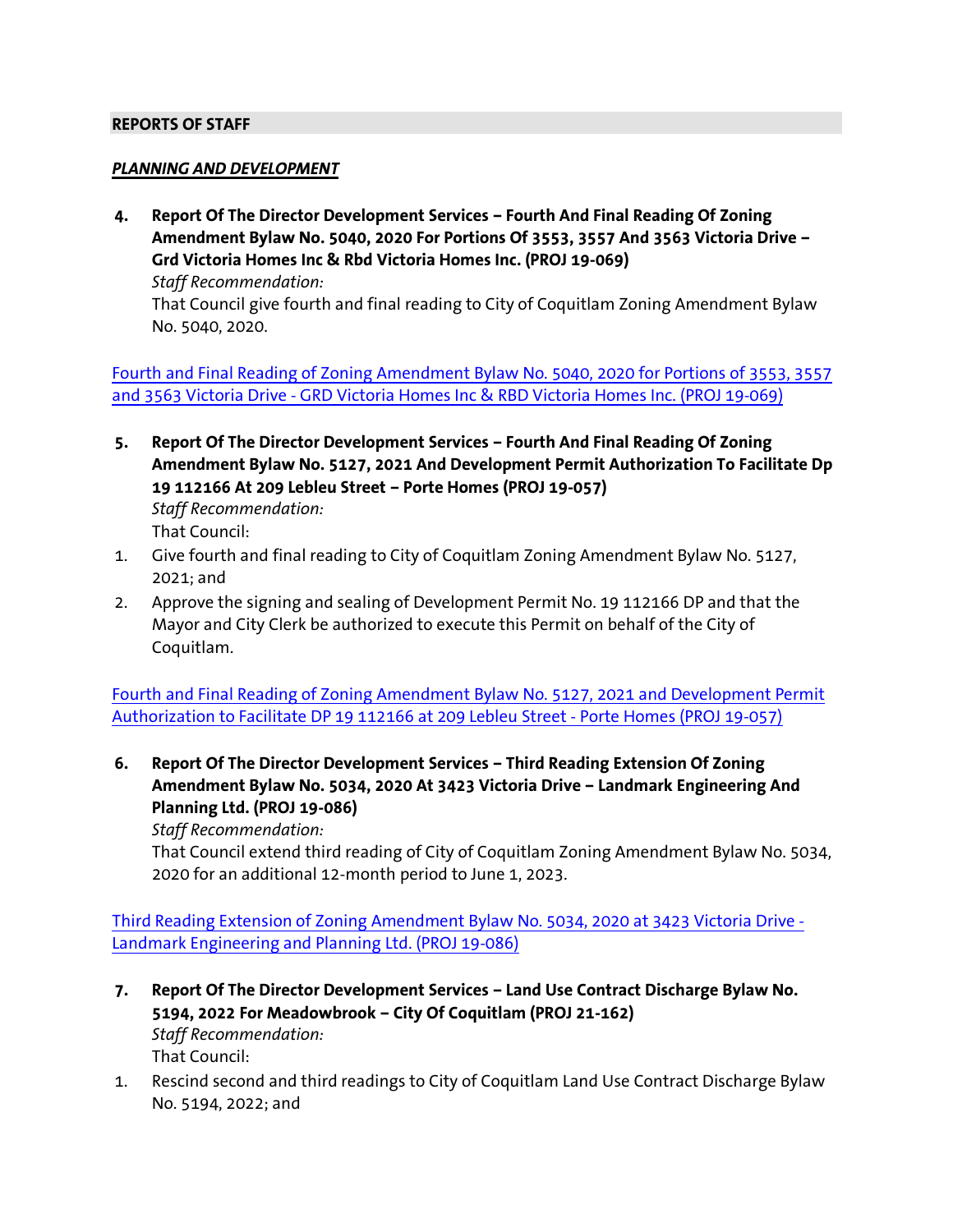## REPORTS OF STAFF

***PLANNING AND DEVELOPMENT***

4. **Report Of The Director Development Services – Fourth And Final Reading Of Zoning Amendment Bylaw No. 5040, 2020 For Portions Of 3553, 3557 And 3563 Victoria Drive – Grd Victoria Homes Inc & Rbd Victoria Homes Inc. (PROJ 19-069)**
   *Staff Recommendation:*
   That Council give fourth and final reading to City of Coquitlam Zoning Amendment Bylaw No. 5040, 2020.

Fourth and Final Reading of Zoning Amendment Bylaw No. 5040, 2020 for Portions of 3553, 3557 and 3563 Victoria Drive - GRD Victoria Homes Inc & RBD Victoria Homes Inc. (PROJ 19-069)

5. **Report Of The Director Development Services – Fourth And Final Reading Of Zoning Amendment Bylaw No. 5127, 2021 And Development Permit Authorization To Facilitate Dp 19 112166 At 209 Lebleu Street – Porte Homes (PROJ 19-057)**
   *Staff Recommendation:*
   That Council:

1. Give fourth and final reading to City of Coquitlam Zoning Amendment Bylaw No. 5127, 2021; and
2. Approve the signing and sealing of Development Permit No. 19 112166 DP and that the Mayor and City Clerk be authorized to execute this Permit on behalf of the City of Coquitlam.

Fourth and Final Reading of Zoning Amendment Bylaw No. 5127, 2021 and Development Permit Authorization to Facilitate DP 19 112166 at 209 Lebleu Street - Porte Homes (PROJ 19-057)

6. **Report Of The Director Development Services – Third Reading Extension Of Zoning Amendment Bylaw No. 5034, 2020 At 3423 Victoria Drive – Landmark Engineering And Planning Ltd. (PROJ 19-086)**
   *Staff Recommendation:*
   That Council extend third reading of City of Coquitlam Zoning Amendment Bylaw No. 5034, 2020 for an additional 12-month period to June 1, 2023.

Third Reading Extension of Zoning Amendment Bylaw No. 5034, 2020 at 3423 Victoria Drive - Landmark Engineering and Planning Ltd. (PROJ 19-086)

7. **Report Of The Director Development Services – Land Use Contract Discharge Bylaw No. 5194, 2022 For Meadowbrook – City Of Coquitlam (PROJ 21-162)**
   *Staff Recommendation:*
   That Council:

1. Rescind second and third readings to City of Coquitlam Land Use Contract Discharge Bylaw No. 5194, 2022; and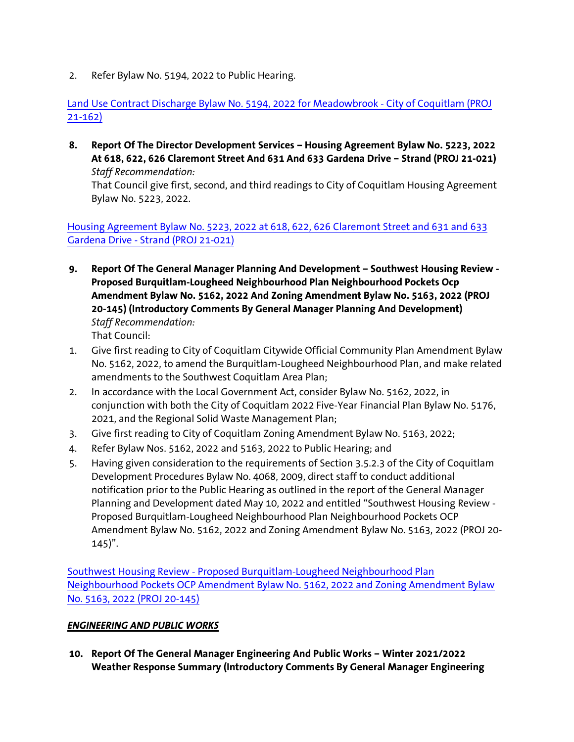2. Refer Bylaw No. 5194, 2022 to Public Hearing.

[Land Use Contract Discharge Bylaw No. 5194, 2022 for Meadowbrook - City of Coquitlam (PROJ 21-162)]

**8. Report Of The Director Development Services – Housing Agreement Bylaw No. 5223, 2022 At 618, 622, 626 Claremont Street And 631 And 633 Gardena Drive – Strand (PROJ 21-021)**

*Staff Recommendation:*

That Council give first, second, and third readings to City of Coquitlam Housing Agreement Bylaw No. 5223, 2022.

[Housing Agreement Bylaw No. 5223, 2022 at 618, 622, 626 Claremont Street and 631 and 633 Gardena Drive - Strand (PROJ 21-021)]

**9. Report Of The General Manager Planning And Development – Southwest Housing Review - Proposed Burquitlam-Lougheed Neighbourhood Plan Neighbourhood Pockets Ocp Amendment Bylaw No. 5162, 2022 And Zoning Amendment Bylaw No. 5163, 2022 (PROJ 20-145) (Introductory Comments By General Manager Planning And Development)**

*Staff Recommendation:*

That Council:

1. Give first reading to City of Coquitlam Citywide Official Community Plan Amendment Bylaw No. 5162, 2022, to amend the Burquitlam-Lougheed Neighbourhood Plan, and make related amendments to the Southwest Coquitlam Area Plan;
2. In accordance with the Local Government Act, consider Bylaw No. 5162, 2022, in conjunction with both the City of Coquitlam 2022 Five-Year Financial Plan Bylaw No. 5176, 2021, and the Regional Solid Waste Management Plan;
3. Give first reading to City of Coquitlam Zoning Amendment Bylaw No. 5163, 2022;
4. Refer Bylaw Nos. 5162, 2022 and 5163, 2022 to Public Hearing; and
5. Having given consideration to the requirements of Section 3.5.2.3 of the City of Coquitlam Development Procedures Bylaw No. 4068, 2009, direct staff to conduct additional notification prior to the Public Hearing as outlined in the report of the General Manager Planning and Development dated May 10, 2022 and entitled "Southwest Housing Review - Proposed Burquitlam-Lougheed Neighbourhood Plan Neighbourhood Pockets OCP Amendment Bylaw No. 5162, 2022 and Zoning Amendment Bylaw No. 5163, 2022 (PROJ 20-145)".

[Southwest Housing Review - Proposed Burquitlam-Lougheed Neighbourhood Plan Neighbourhood Pockets OCP Amendment Bylaw No. 5162, 2022 and Zoning Amendment Bylaw No. 5163, 2022 (PROJ 20-145)]

***ENGINEERING AND PUBLIC WORKS***

**10. Report Of The General Manager Engineering And Public Works – Winter 2021/2022 Weather Response Summary (Introductory Comments By General Manager Engineering**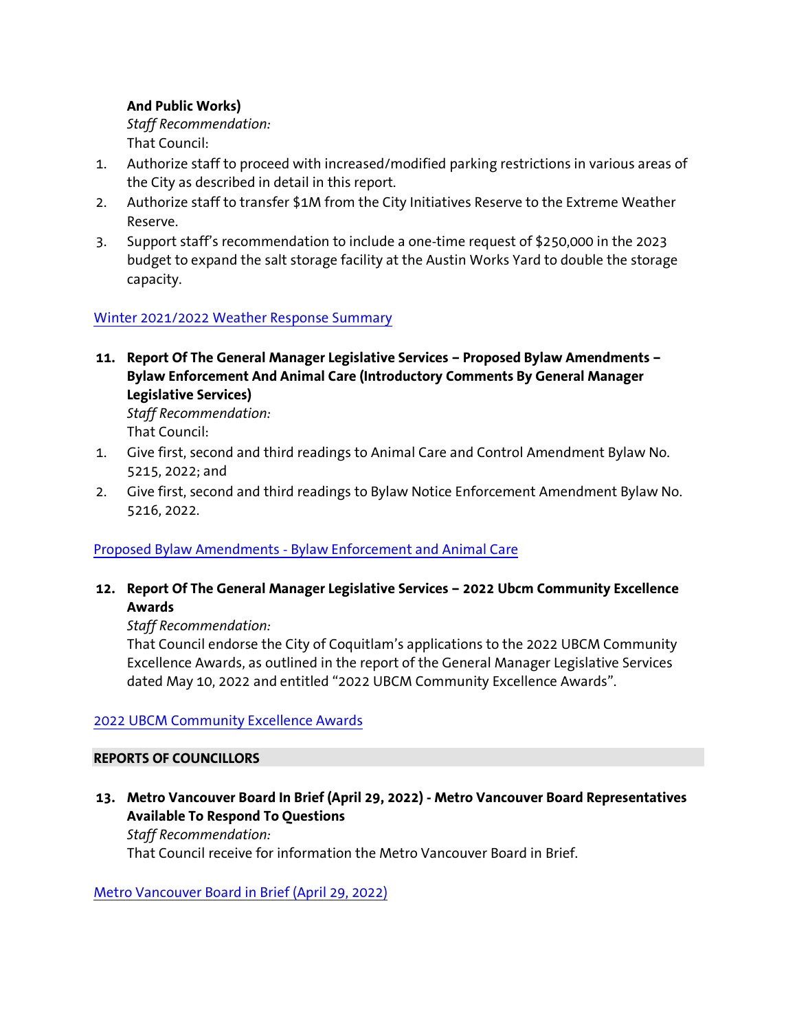**And Public Works)**
*Staff Recommendation:*
That Council:

1. Authorize staff to proceed with increased/modified parking restrictions in various areas of the City as described in detail in this report.
2. Authorize staff to transfer $1M from the City Initiatives Reserve to the Extreme Weather Reserve.
3. Support staff's recommendation to include a one-time request of $250,000 in the 2023 budget to expand the salt storage facility at the Austin Works Yard to double the storage capacity.

Winter 2021/2022 Weather Response Summary

**11. Report Of The General Manager Legislative Services – Proposed Bylaw Amendments – Bylaw Enforcement And Animal Care (Introductory Comments By General Manager Legislative Services)**
*Staff Recommendation:*
That Council:

1. Give first, second and third readings to Animal Care and Control Amendment Bylaw No. 5215, 2022; and
2. Give first, second and third readings to Bylaw Notice Enforcement Amendment Bylaw No. 5216, 2022.

Proposed Bylaw Amendments - Bylaw Enforcement and Animal Care

**12. Report Of The General Manager Legislative Services – 2022 Ubcm Community Excellence Awards**
*Staff Recommendation:*
That Council endorse the City of Coquitlam's applications to the 2022 UBCM Community Excellence Awards, as outlined in the report of the General Manager Legislative Services dated May 10, 2022 and entitled "2022 UBCM Community Excellence Awards".

2022 UBCM Community Excellence Awards

## REPORTS OF COUNCILLORS

**13. Metro Vancouver Board In Brief (April 29, 2022) - Metro Vancouver Board Representatives Available To Respond To Questions**
*Staff Recommendation:*
That Council receive for information the Metro Vancouver Board in Brief.

Metro Vancouver Board in Brief (April 29, 2022)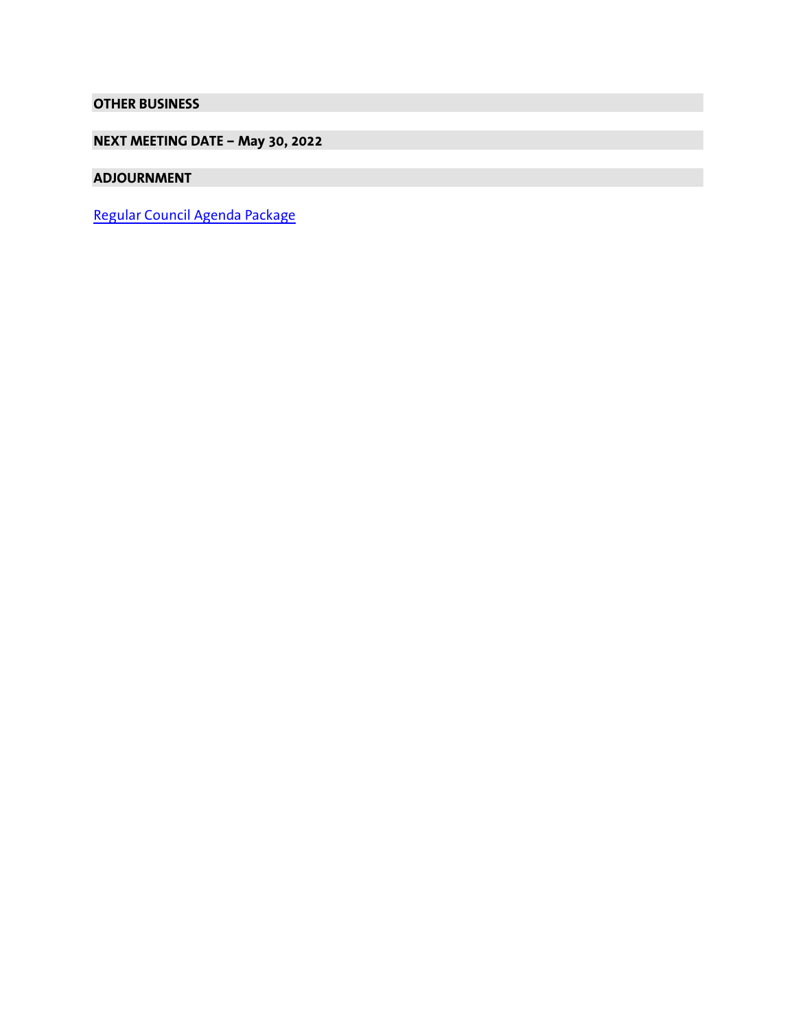## OTHER BUSINESS

## NEXT MEETING DATE – May 30, 2022

## ADJOURNMENT

Regular Council Agenda Package